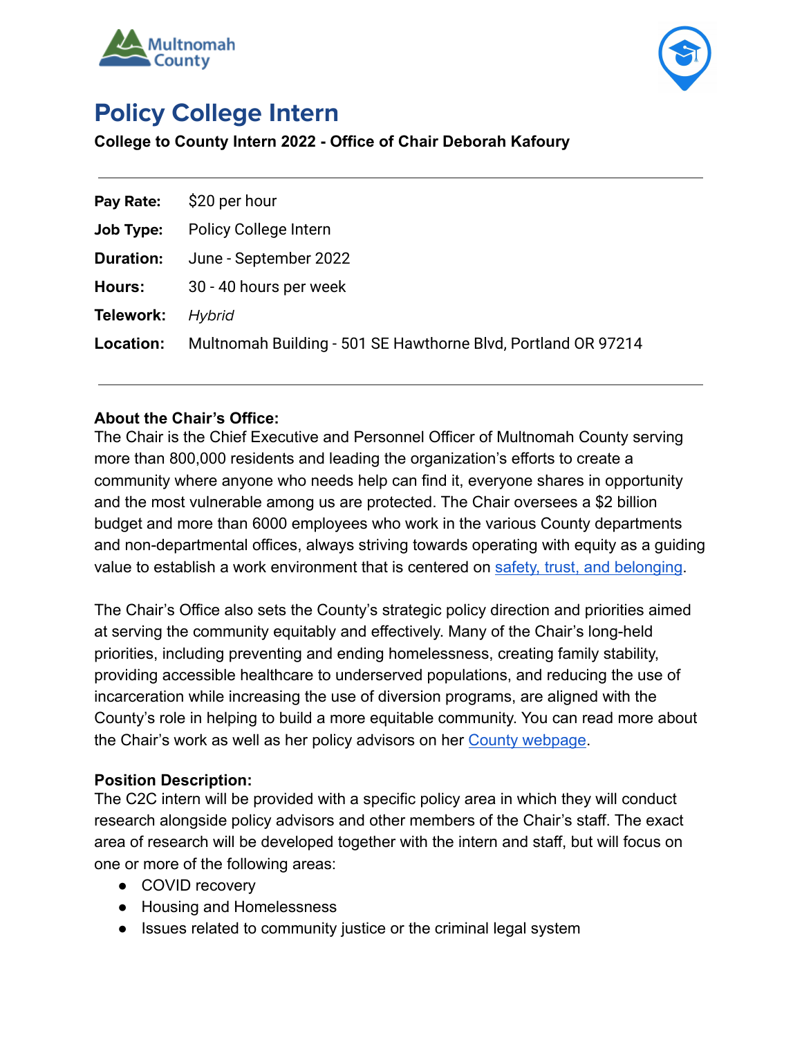# Policy College Intern

**College to County Intern 2022 - Office of Chair Deborah Kafoury**

| | |
|---|---|
| **Pay Rate:** | $20 per hour |
| **Job Type:** | Policy College Intern |
| **Duration:** | June - September 2022 |
| **Hours:** | 30 - 40 hours per week |
| **Telework:** | *Hybrid* |
| **Location:** | Multnomah Building - 501 SE Hawthorne Blvd, Portland OR 97214 |

**About the Chair's Office:**

The Chair is the Chief Executive and Personnel Officer of Multnomah County serving more than 800,000 residents and leading the organization's efforts to create a community where anyone who needs help can find it, everyone shares in opportunity and the most vulnerable among us are protected. The Chair oversees a $2 billion budget and more than 6000 employees who work in the various County departments and non-departmental offices, always striving towards operating with equity as a guiding value to establish a work environment that is centered on safety, trust, and belonging.

The Chair's Office also sets the County's strategic policy direction and priorities aimed at serving the community equitably and effectively. Many of the Chair's long-held priorities, including preventing and ending homelessness, creating family stability, providing accessible healthcare to underserved populations, and reducing the use of incarceration while increasing the use of diversion programs, are aligned with the County's role in helping to build a more equitable community. You can read more about the Chair's work as well as her policy advisors on her County webpage.

**Position Description:**

The C2C intern will be provided with a specific policy area in which they will conduct research alongside policy advisors and other members of the Chair's staff. The exact area of research will be developed together with the intern and staff, but will focus on one or more of the following areas:

- COVID recovery
- Housing and Homelessness
- Issues related to community justice or the criminal legal system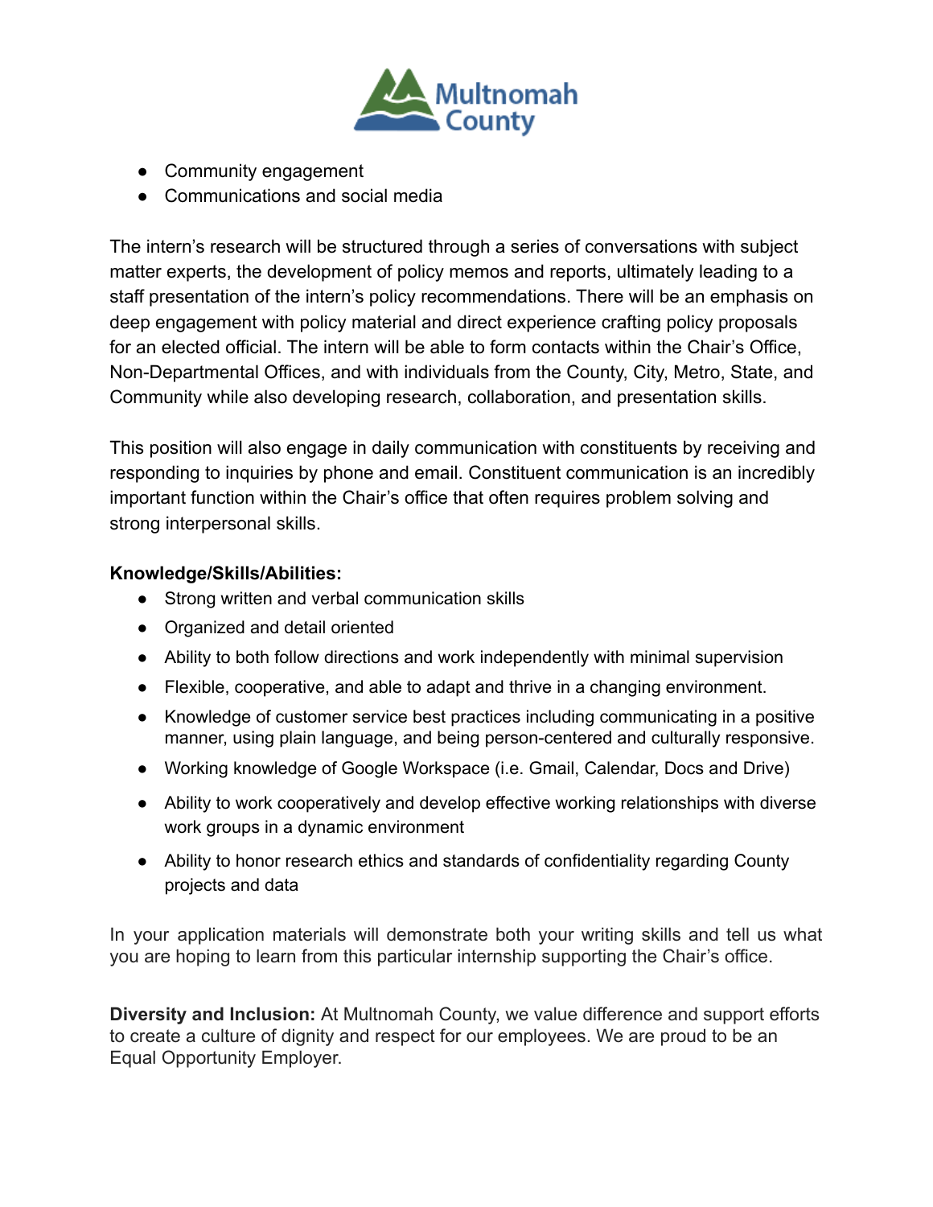- Community engagement
- Communications and social media

The intern's research will be structured through a series of conversations with subject matter experts, the development of policy memos and reports, ultimately leading to a staff presentation of the intern's policy recommendations. There will be an emphasis on deep engagement with policy material and direct experience crafting policy proposals for an elected official. The intern will be able to form contacts within the Chair's Office, Non-Departmental Offices, and with individuals from the County, City, Metro, State, and Community while also developing research, collaboration, and presentation skills.

This position will also engage in daily communication with constituents by receiving and responding to inquiries by phone and email. Constituent communication is an incredibly important function within the Chair's office that often requires problem solving and strong interpersonal skills.

**Knowledge/Skills/Abilities:**

- Strong written and verbal communication skills
- Organized and detail oriented
- Ability to both follow directions and work independently with minimal supervision
- Flexible, cooperative, and able to adapt and thrive in a changing environment.
- Knowledge of customer service best practices including communicating in a positive manner, using plain language, and being person-centered and culturally responsive.
- Working knowledge of Google Workspace (i.e. Gmail, Calendar, Docs and Drive)
- Ability to work cooperatively and develop effective working relationships with diverse work groups in a dynamic environment
- Ability to honor research ethics and standards of confidentiality regarding County projects and data

In your application materials will demonstrate both your writing skills and tell us what you are hoping to learn from this particular internship supporting the Chair's office.

**Diversity and Inclusion:** At Multnomah County, we value difference and support efforts to create a culture of dignity and respect for our employees. We are proud to be an Equal Opportunity Employer.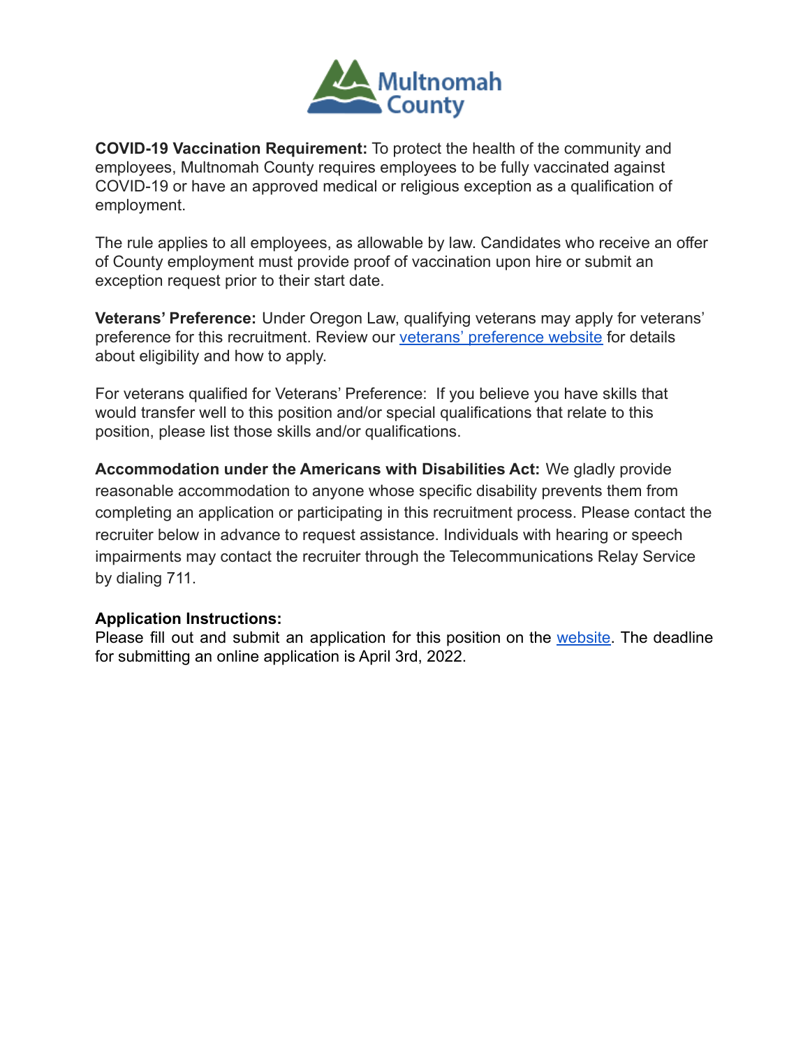Multnomah County

**COVID-19 Vaccination Requirement:** To protect the health of the community and employees, Multnomah County requires employees to be fully vaccinated against COVID-19 or have an approved medical or religious exception as a qualification of employment.

The rule applies to all employees, as allowable by law. Candidates who receive an offer of County employment must provide proof of vaccination upon hire or submit an exception request prior to their start date.

**Veterans' Preference:** Under Oregon Law, qualifying veterans may apply for veterans' preference for this recruitment. Review our veterans' preference website for details about eligibility and how to apply.

For veterans qualified for Veterans' Preference: If you believe you have skills that would transfer well to this position and/or special qualifications that relate to this position, please list those skills and/or qualifications.

**Accommodation under the Americans with Disabilities Act:** We gladly provide reasonable accommodation to anyone whose specific disability prevents them from completing an application or participating in this recruitment process. Please contact the recruiter below in advance to request assistance. Individuals with hearing or speech impairments may contact the recruiter through the Telecommunications Relay Service by dialing 711.

**Application Instructions:**
Please fill out and submit an application for this position on the website. The deadline for submitting an online application is April 3rd, 2022.